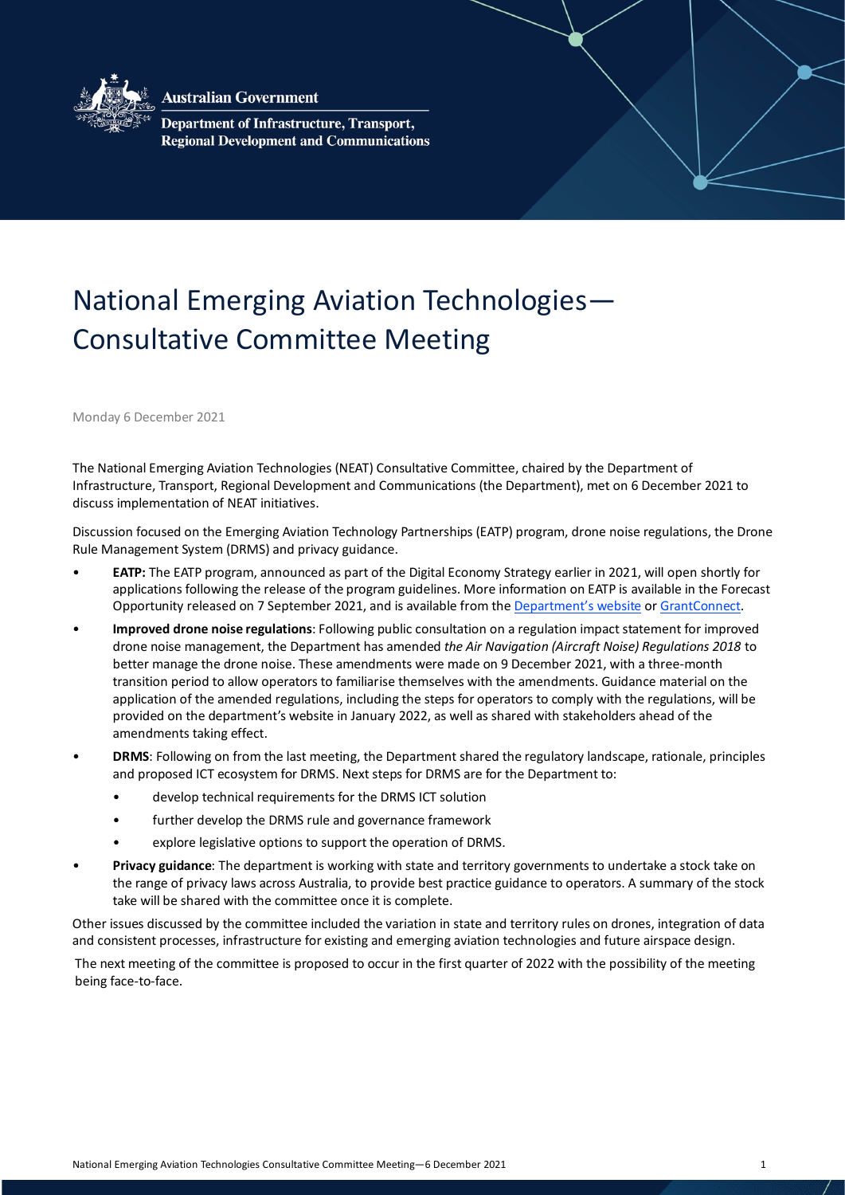Australian Government

Department of Infrastructure, Transport, Regional Development and Communications

# National Emerging Aviation Technologies—Consultative Committee Meeting

Monday 6 December 2021

The National Emerging Aviation Technologies (NEAT) Consultative Committee, chaired by the Department of Infrastructure, Transport, Regional Development and Communications (the Department), met on 6 December 2021 to discuss implementation of NEAT initiatives.

Discussion focused on the Emerging Aviation Technology Partnerships (EATP) program, drone noise regulations, the Drone Rule Management System (DRMS) and privacy guidance.

- **EATP:** The EATP program, announced as part of the Digital Economy Strategy earlier in 2021, will open shortly for applications following the release of the program guidelines. More information on EATP is available in the Forecast Opportunity released on 7 September 2021, and is available from the Department's website or GrantConnect.
- **Improved drone noise regulations**: Following public consultation on a regulation impact statement for improved drone noise management, the Department has amended *the Air Navigation (Aircraft Noise) Regulations 2018* to better manage the drone noise. These amendments were made on 9 December 2021, with a three-month transition period to allow operators to familiarise themselves with the amendments. Guidance material on the application of the amended regulations, including the steps for operators to comply with the regulations, will be provided on the department's website in January 2022, as well as shared with stakeholders ahead of the amendments taking effect.
- **DRMS**: Following on from the last meeting, the Department shared the regulatory landscape, rationale, principles and proposed ICT ecosystem for DRMS. Next steps for DRMS are for the Department to:
    - develop technical requirements for the DRMS ICT solution
    - further develop the DRMS rule and governance framework
    - explore legislative options to support the operation of DRMS.
- **Privacy guidance**: The department is working with state and territory governments to undertake a stock take on the range of privacy laws across Australia, to provide best practice guidance to operators. A summary of the stock take will be shared with the committee once it is complete.

Other issues discussed by the committee included the variation in state and territory rules on drones, integration of data and consistent processes, infrastructure for existing and emerging aviation technologies and future airspace design.

The next meeting of the committee is proposed to occur in the first quarter of 2022 with the possibility of the meeting being face-to-face.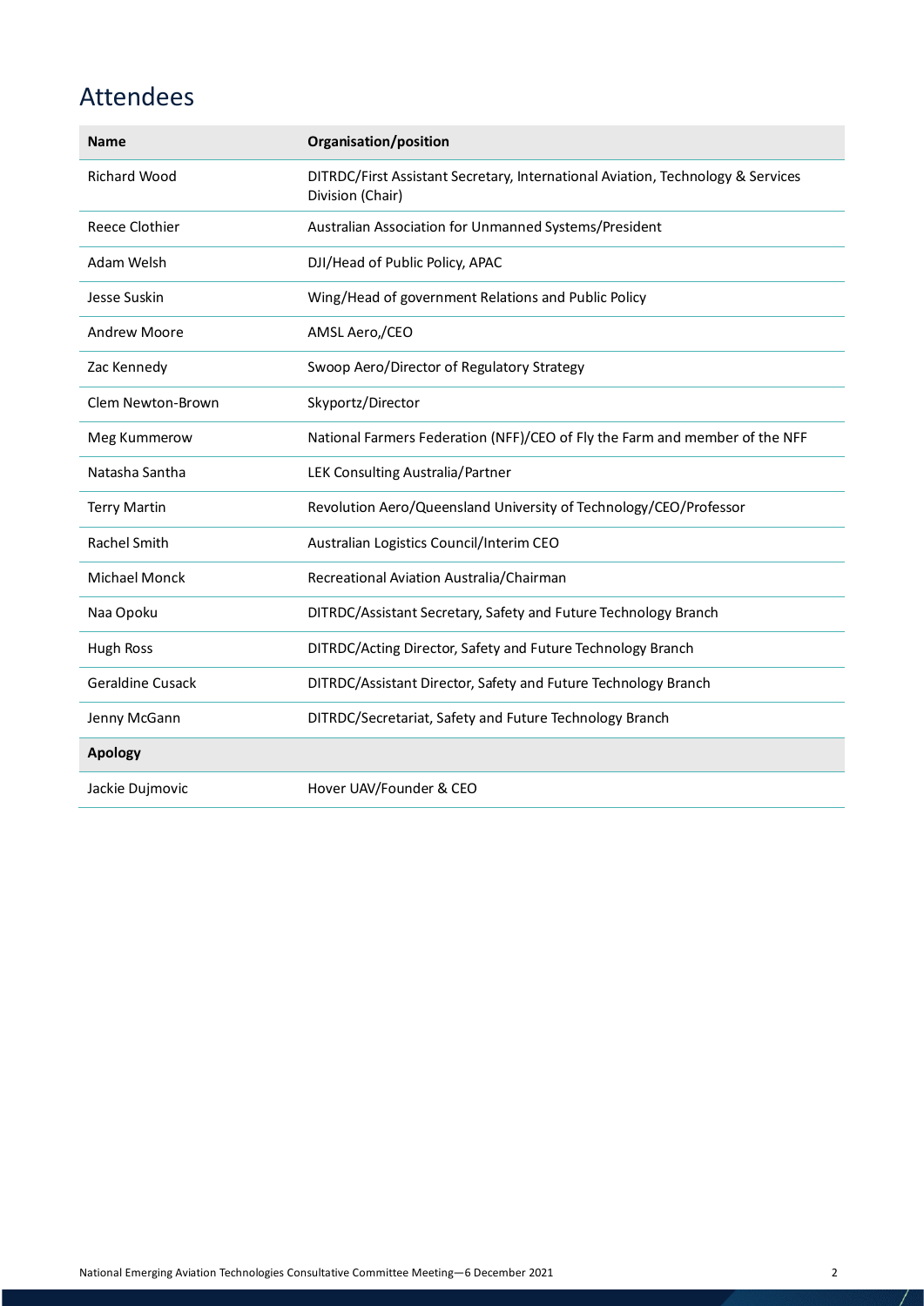# Attendees

| Name | Organisation/position |
|---|---|
| Richard Wood | DITRDC/First Assistant Secretary, International Aviation, Technology & Services Division (Chair) |
| Reece Clothier | Australian Association for Unmanned Systems/President |
| Adam Welsh | DJI/Head of Public Policy, APAC |
| Jesse Suskin | Wing/Head of government Relations and Public Policy |
| Andrew Moore | AMSL Aero,/CEO |
| Zac Kennedy | Swoop Aero/Director of Regulatory Strategy |
| Clem Newton-Brown | Skyportz/Director |
| Meg Kummerow | National Farmers Federation (NFF)/CEO of Fly the Farm and member of the NFF |
| Natasha Santha | LEK Consulting Australia/Partner |
| Terry Martin | Revolution Aero/Queensland University of Technology/CEO/Professor |
| Rachel Smith | Australian Logistics Council/Interim CEO |
| Michael Monck | Recreational Aviation Australia/Chairman |
| Naa Opoku | DITRDC/Assistant Secretary, Safety and Future Technology Branch |
| Hugh Ross | DITRDC/Acting Director, Safety and Future Technology Branch |
| Geraldine Cusack | DITRDC/Assistant Director, Safety and Future Technology Branch |
| Jenny McGann | DITRDC/Secretariat, Safety and Future Technology Branch |
| **Apology** | |
| Jackie Dujmovic | Hover UAV/Founder & CEO |